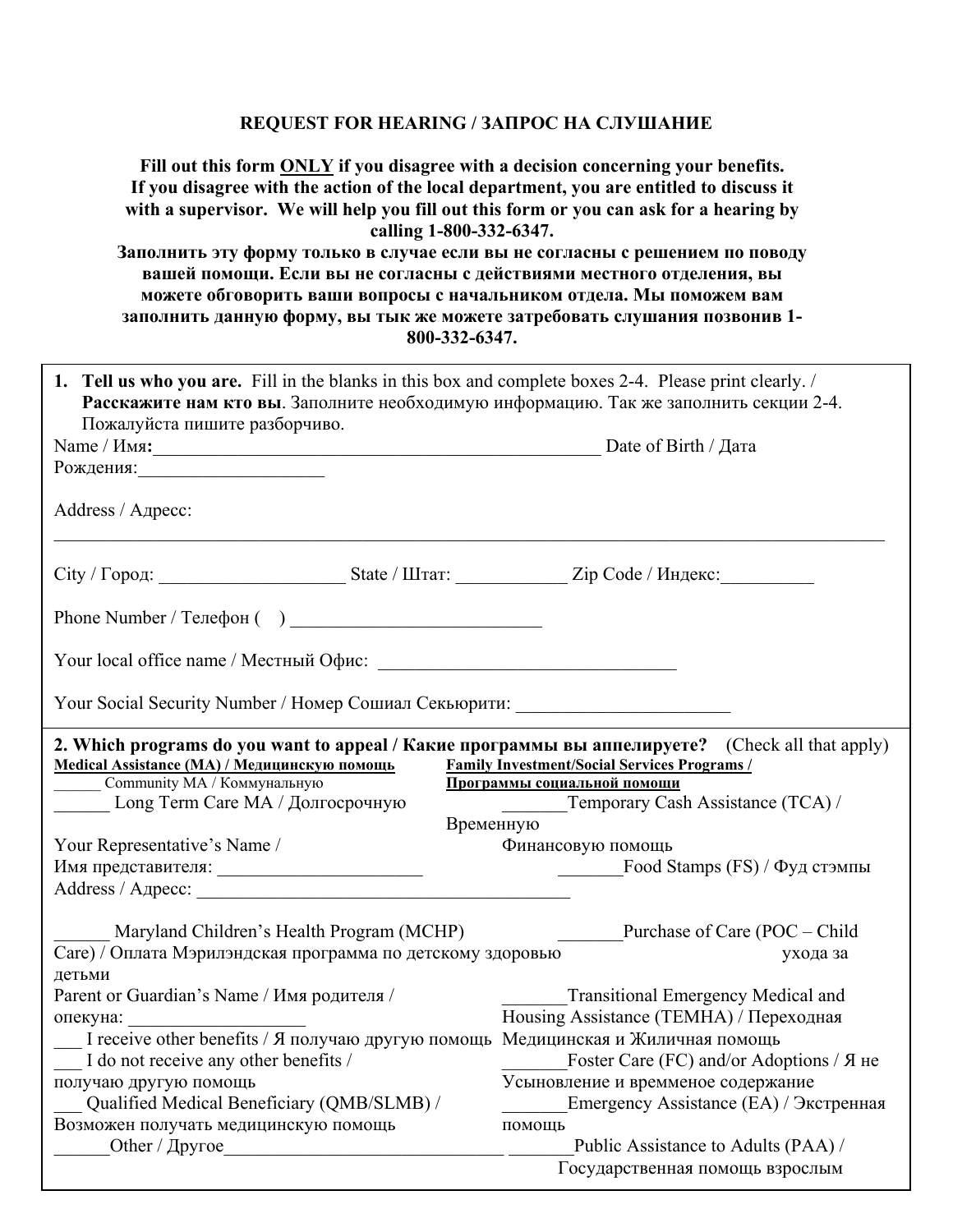## REQUEST FOR HEARING / ЗАПРОС НА СЛУШАНИЕ

**Fill out this form ONLY if you disagree with a decision concerning your benefits. If you disagree with the action of the local department, you are entitled to discuss it with a supervisor. We will help you fill out this form or you can ask for a hearing by calling 1-800-332-6347.**

**Заполнить эту форму только в случае если вы не согласны с решением по поводу вашей помощи. Если вы не согласны с действиями местного отделения, вы можете обговорить ваши вопросы с начальником отдела. Мы поможем вам заполнить данную форму, вы тык же можете затребовать слушания позвонив 1-800-332-6347.**

---

1. **Tell us who you are.** Fill in the blanks in this box and complete boxes 2-4. Please print clearly. / **Расскажите нам кто вы**. Заполните необходимую информацию. Так же заполнить секции 2-4. Пожалуйста пишите разборчиво.

Name / Имя**:**__________________________________________________ Date of Birth / Дата Рождения:____________________

Address / Адресс:

_____________________________________________________________________________________________

City / Город: ____________________ State / Штат: ____________ Zip Code / Индекс:__________

Phone Number / Телефон ( ) ___________________________

Your local office name / Местный Офис: _________________________________

Your Social Security Number / Номер Сошиал Секьюрити: ________________________

---

**2. Which programs do you want to appeal / Какие программы вы аппелируете?** (Check all that apply)

**Medical Assistance (MA) / Медицинскую помощь**

______ Community MA / Коммунальную

______ Long Term Care MA / Долгосрочную

Your Representative's Name / Имя представителя: ______________________

Address / Адресс: _________________________________________

______ Maryland Children's Health Program (MCHP) / Оплата Мэрилэндская программа по детскому здоровью

Parent or Guardian's Name / Имя родителя / опекуна: ___________________

___ I receive other benefits / Я получаю другую помощь

___ I do not receive any other benefits / Я не получаю другую помощь

___ Qualified Medical Beneficiary (QMB/SLMB) / Возможен получать медицинскую помощь

______Other / Другое_______________________________

**Family Investment/Social Services Programs / Программы социальной помощи**

_______Temporary Cash Assistance (TCA) / Временную Финансовую помощь

_______Food Stamps (FS) / Фуд стэмпы

_______Purchase of Care (POC – Child Care) / уход за детьми

_______Transitional Emergency Medical and Housing Assistance (TEMHA) / Переходная Медицинская и Жиличная помощь

_______Foster Care (FC) and/or Adoptions / Усыновление и времменое содержание

_______Emergency Assistance (EA) / Экстренная помощь

_______Public Assistance to Adults (PAA) / Государственная помощь взрослым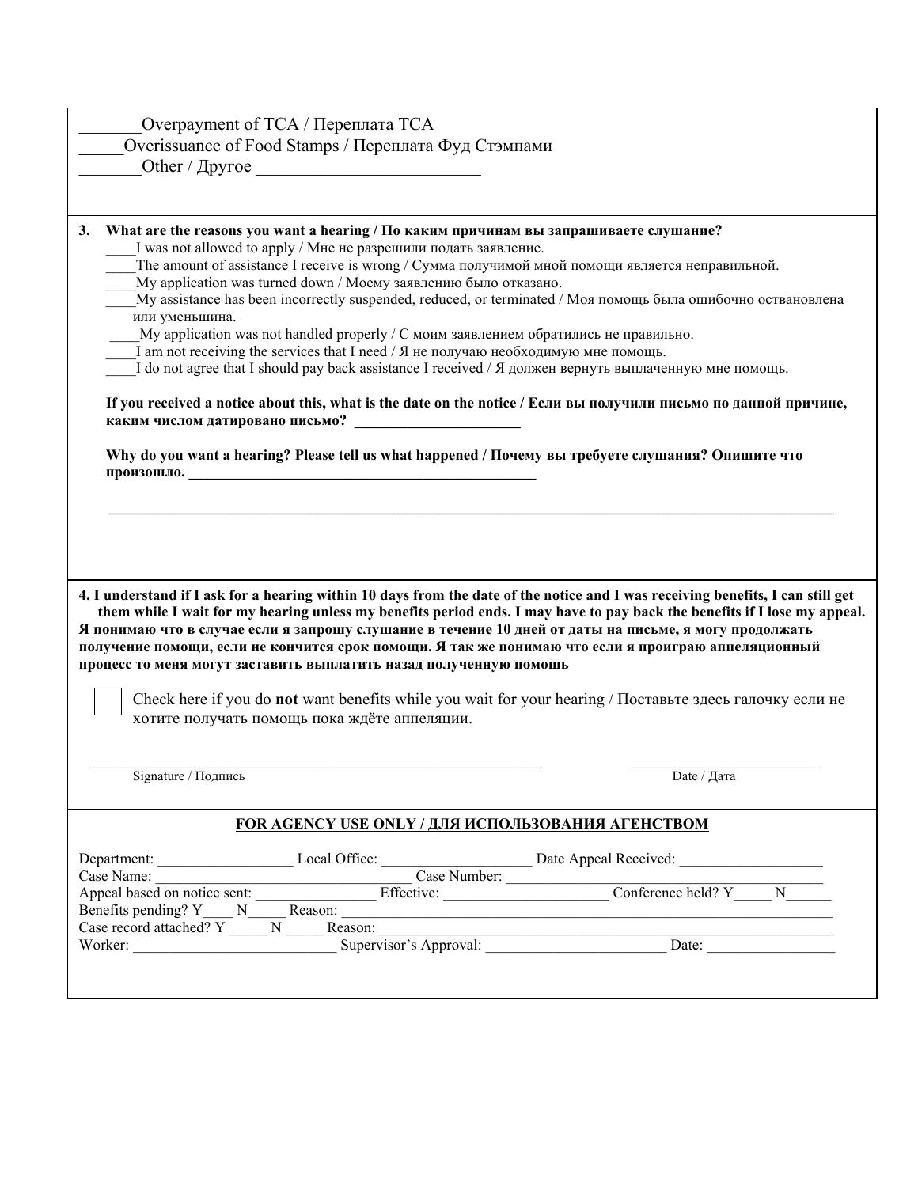_______Overpayment of TCA / Переплата TCA
_____Overissuance of Food Stamps / Переплата Фуд Стэмпами
_______Other / Другое _________________________

**3. What are the reasons you want a hearing / По каким причинам вы запрашиваете слушание?**

____I was not allowed to apply / Мне не разрешили подать заявление.
____The amount of assistance I receive is wrong / Сумма получимой мной помощи является неправильной.
____My application was turned down / Моему заявлению было отказано.
____My assistance has been incorrectly suspended, reduced, or terminated / Моя помощь была ошибочно оствановлена или уменьшина.
____My application was not handled properly / С моим заявлением обратились не правильно.
____I am not receiving the services that I need / Я не получаю необходимую мне помощь.
____I do not agree that I should pay back assistance I received / Я должен вернуть выплаченную мне помощь.

**If you received a notice about this, what is the date on the notice / Если вы получили письмо по данной причине, каким числом датировано письмо? _____________________**

**Why do you want a hearing? Please tell us what happened / Почему вы требуете слушания? Опишите что произошло. _______________________________________________**

_____________________________________________________________________________________________

**4. I understand if I ask for a hearing within 10 days from the date of the notice and I was receiving benefits, I can still get them while I wait for my hearing unless my benefits period ends. I may have to pay back the benefits if I lose my appeal. Я понимаю что в случае если я запрошу слушание в течение 10 дней от даты на письме, я могу продолжать получение помощи, если не кончится срок помощи. Я так же понимаю что если я проиграю аппеляционный процесс то меня могут заставить выплатить назад полученную помощь**

☐ Check here if you do **not** want benefits while you wait for your hearing / Поставьте здесь галочку если не хотите получать помощь пока ждёте аппеляции.

_______________________________________________ _______________________
Signature / Подпись Date / Дата

**FOR AGENCY USE ONLY / ДЛЯ ИСПОЛЬЗОВАНИЯ АГЕНСТВОМ**

Department: __________________ Local Office: ___________________ Date Appeal Received: ___________________
Case Name: ________________________________ Case Number: ________________________________________
Appeal based on notice sent: _______________ Effective: _____________________ Conference held? Y_____ N______
Benefits pending? Y____ N_____ Reason: ________________________________________________________________
Case record attached? Y _____ N _____ Reason: ___________________________________________________________
Worker: ___________________________ Supervisor's Approval: _______________________ Date: _________________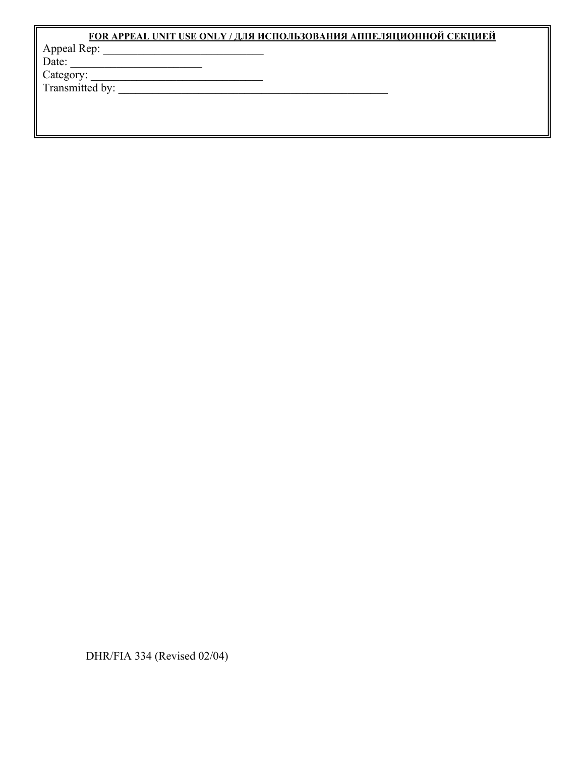**FOR APPEAL UNIT USE ONLY / ДЛЯ ИСПОЛЬЗОВАНИЯ АППЕЛЯЦИОННОЙ СЕКЦИЕЙ**

Appeal Rep: ____________________________

Date: _______________________

Category: ____________________________

Transmitted by: ________________________________________________

DHR/FIA 334 (Revised 02/04)